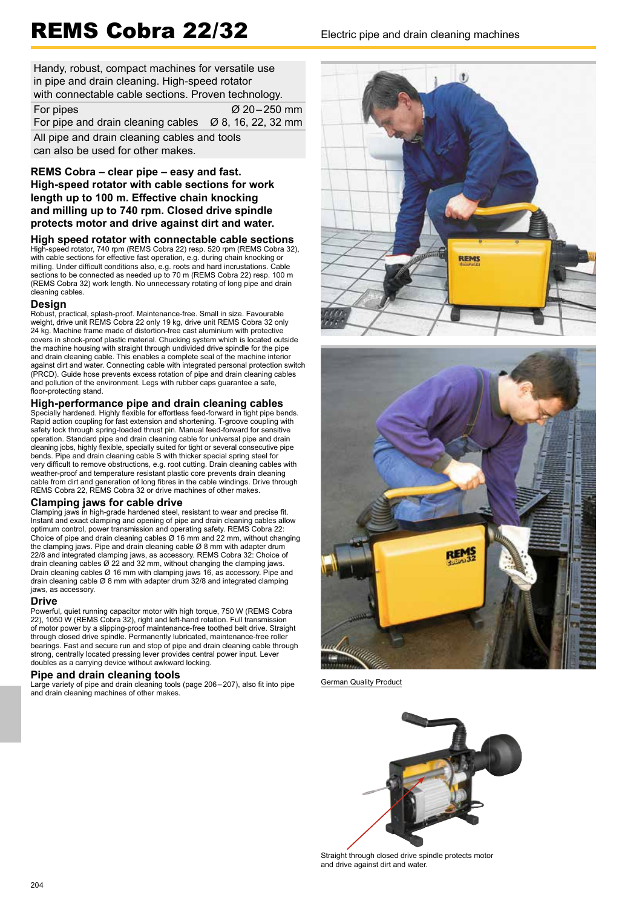# REMS Cobra 22/32

Electric pipe and drain cleaning machines

Handy, robust, compact machines for versatile use in pipe and drain cleaning. High-speed rotator with connectable cable sections. Proven technology.

| | |
|---|---|
| For pipes | Ø 20 – 250 mm |
| For pipe and drain cleaning cables | Ø 8, 16, 22, 32 mm |

All pipe and drain cleaning cables and tools can also be used for other makes.

**REMS Cobra – clear pipe – easy and fast. High-speed rotator with cable sections for work length up to 100 m. Effective chain knocking and milling up to 740 rpm. Closed drive spindle protects motor and drive against dirt and water.**

## High speed rotator with connectable cable sections

High-speed rotator, 740 rpm (REMS Cobra 22) resp. 520 rpm (REMS Cobra 32), with cable sections for effective fast operation, e.g. during chain knocking or milling. Under difficult conditions also, e.g. roots and hard incrustations. Cable sections to be connected as needed up to 70 m (REMS Cobra 22) resp. 100 m (REMS Cobra 32) work length. No unnecessary rotating of long pipe and drain cleaning cables.

## Design

Robust, practical, splash-proof. Maintenance-free. Small in size. Favourable weight, drive unit REMS Cobra 22 only 19 kg, drive unit REMS Cobra 32 only 24 kg. Machine frame made of distortion-free cast aluminium with protective covers in shock-proof plastic material. Chucking system which is located outside the machine housing with straight through undivided drive spindle for the pipe and drain cleaning cable. This enables a complete seal of the machine interior against dirt and water. Connecting cable with integrated personal protection switch (PRCD). Guide hose prevents excess rotation of pipe and drain cleaning cables and pollution of the environment. Legs with rubber caps guarantee a safe, floor-protecting stand.

## High-performance pipe and drain cleaning cables

Specially hardened. Highly flexible for effortless feed-forward in tight pipe bends. Rapid action coupling for fast extension and shortening. T-groove coupling with safety lock through spring-loaded thrust pin. Manual feed-forward for sensitive operation. Standard pipe and drain cleaning cable for universal pipe and drain cleaning jobs, highly flexible, specially suited for tight or several consecutive pipe bends. Pipe and drain cleaning cable S with thicker special spring steel for very difficult to remove obstructions, e.g. root cutting. Drain cleaning cables with weather-proof and temperature resistant plastic core prevents drain cleaning cable from dirt and generation of long fibres in the cable windings. Drive through REMS Cobra 22, REMS Cobra 32 or drive machines of other makes.

## Clamping jaws for cable drive

Clamping jaws in high-grade hardened steel, resistant to wear and precise fit. Instant and exact clamping and opening of pipe and drain cleaning cables allow optimum control, power transmission and operating safety. REMS Cobra 22: Choice of pipe and drain cleaning cables Ø 16 mm and 22 mm, without changing the clamping jaws. Pipe and drain cleaning cable Ø 8 mm with adapter drum 22/8 and integrated clamping jaws, as accessory. REMS Cobra 32: Choice of drain cleaning cables Ø 22 and 32 mm, without changing the clamping jaws. Drain cleaning cables Ø 16 mm with clamping jaws 16, as accessory. Pipe and drain cleaning cable Ø 8 mm with adapter drum 32/8 and integrated clamping jaws, as accessory.

## Drive

Powerful, quiet running capacitor motor with high torque, 750 W (REMS Cobra 22), 1050 W (REMS Cobra 32), right and left-hand rotation. Full transmission of motor power by a slipping-proof maintenance-free toothed belt drive. Straight through closed drive spindle. Permanently lubricated, maintenance-free roller bearings. Fast and secure run and stop of pipe and drain cleaning cable through strong, centrally located pressing lever provides central power input. Lever doubles as a carrying device without awkward locking.

## Pipe and drain cleaning tools

Large variety of pipe and drain cleaning tools (page 206 – 207), also fit into pipe and drain cleaning machines of other makes.

German Quality Product

Straight through closed drive spindle protects motor and drive against dirt and water.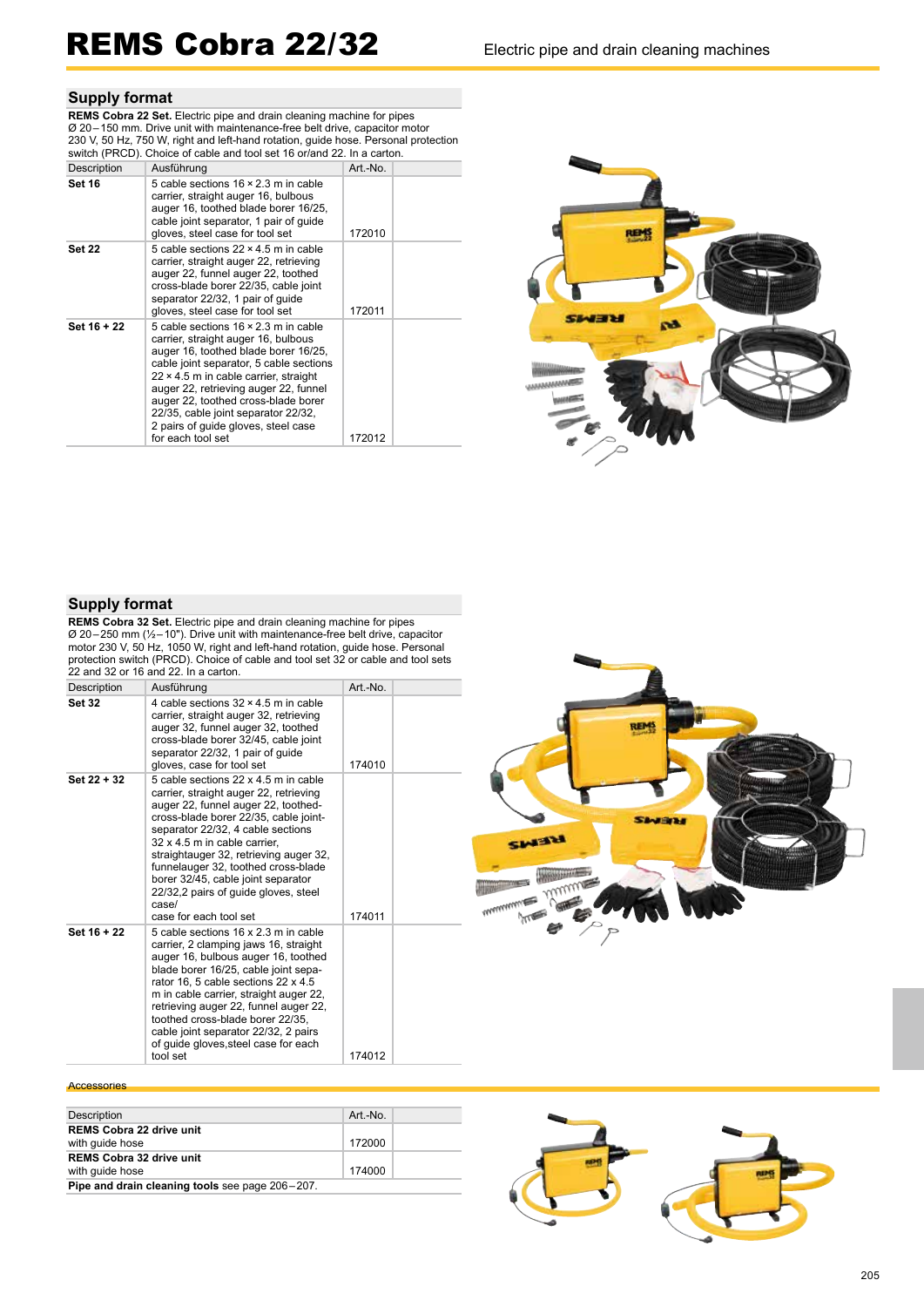# REMS Cobra 22/32

Electric pipe and drain cleaning machines

## Supply format

**REMS Cobra 22 Set.** Electric pipe and drain cleaning machine for pipes Ø 20 – 150 mm. Drive unit with maintenance-free belt drive, capacitor motor 230 V, 50 Hz, 750 W, right and left-hand rotation, guide hose. Personal protection switch (PRCD). Choice of cable and tool set 16 or/and 22. In a carton.

| Description | Ausführung | Art.-No. | |
|---|---|---|---|
| **Set 16** | 5 cable sections 16 × 2.3 m in cable carrier, straight auger 16, bulbous auger 16, toothed blade borer 16/25, cable joint separator, 1 pair of guide gloves, steel case for tool set | 172010 | |
| **Set 22** | 5 cable sections 22 × 4.5 m in cable carrier, straight auger 22, retrieving auger 22, funnel auger 22, toothed cross-blade borer 22/35, cable joint separator 22/32, 1 pair of guide gloves, steel case for tool set | 172011 | |
| **Set 16 + 22** | 5 cable sections 16 × 2.3 m in cable carrier, straight auger 16, bulbous auger 16, toothed blade borer 16/25, cable joint separator, 5 cable sections 22 × 4.5 m in cable carrier, straight auger 22, retrieving auger 22, funnel auger 22, toothed cross-blade borer 22/35, cable joint separator 22/32, 2 pairs of guide gloves, steel case for each tool set | 172012 | |

## Supply format

**REMS Cobra 32 Set.** Electric pipe and drain cleaning machine for pipes Ø 20 – 250 mm (½ – 10"). Drive unit with maintenance-free belt drive, capacitor motor 230 V, 50 Hz, 1050 W, right and left-hand rotation, guide hose. Personal protection switch (PRCD). Choice of cable and tool set 32 or cable and tool sets 22 and 32 or 16 and 22. In a carton.

| Description | Ausführung | Art.-No. | |
|---|---|---|---|
| **Set 32** | 4 cable sections 32 × 4.5 m in cable carrier, straight auger 32, retrieving auger 32, funnel auger 32, toothed cross-blade borer 32/45, cable joint separator 22/32, 1 pair of guide gloves, case for tool set | 174010 | |
| **Set 22 + 32** | 5 cable sections 22 x 4.5 m in cable carrier, straight auger 22, retrieving auger 22, funnel auger 22, toothed-cross-blade borer 22/35, cable joint-separator 22/32, 4 cable sections 32 x 4.5 m in cable carrier, straightauger 32, retrieving auger 32, funnelauger 32, toothed cross-blade borer 32/45, cable joint separator 22/32,2 pairs of guide gloves, steel case/ case for each tool set | 174011 | |
| **Set 16 + 22** | 5 cable sections 16 x 2.3 m in cable carrier, 2 clamping jaws 16, straight auger 16, bulbous auger 16, toothed blade borer 16/25, cable joint separator 16, 5 cable sections 22 x 4.5 m in cable carrier, straight auger 22, retrieving auger 22, funnel auger 22, toothed cross-blade borer 22/35, cable joint separator 22/32, 2 pairs of guide gloves,steel case for each tool set | 174012 | |

Accessories

| Description | Art.-No. | |
|---|---|---|
| **REMS Cobra 22 drive unit** with guide hose | 172000 | |
| **REMS Cobra 32 drive unit** with guide hose | 174000 | |
| **Pipe and drain cleaning tools** see page 206 – 207. | | |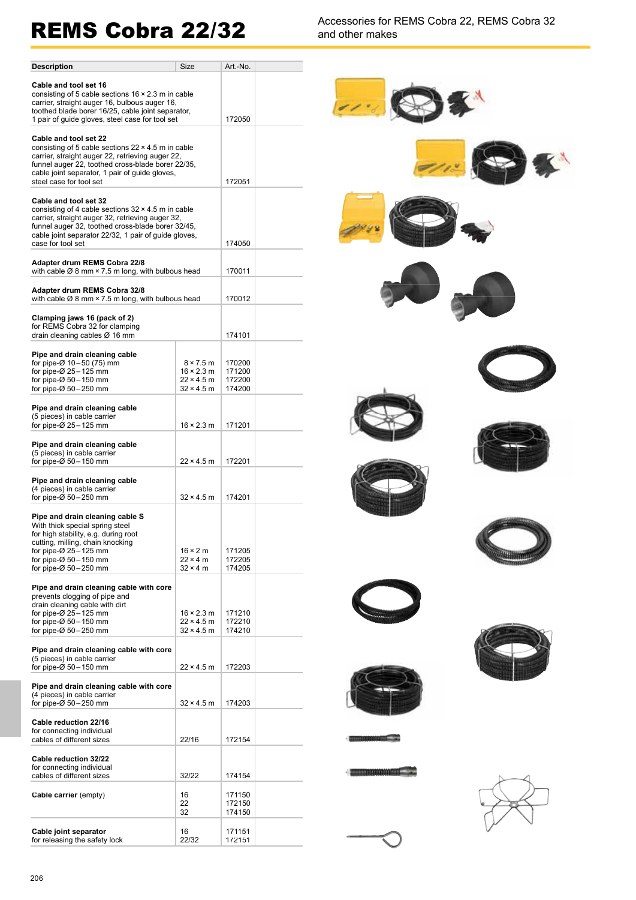# REMS Cobra 22/32

Accessories for REMS Cobra 22, REMS Cobra 32 and other makes

| Description | Size | Art.-No. |
|---|---|---|
| **Cable and tool set 16**<br>consisting of 5 cable sections 16 × 2.3 m in cable carrier, straight auger 16, bulbous auger 16, toothed blade borer 16/25, cable joint separator, 1 pair of guide gloves, steel case for tool set | | 172050 |
| **Cable and tool set 22**<br>consisting of 5 cable sections 22 × 4.5 m in cable carrier, straight auger 22, retrieving auger 22, funnel auger 22, toothed cross-blade borer 22/35, cable joint separator, 1 pair of guide gloves, steel case for tool set | | 172051 |
| **Cable and tool set 32**<br>consisting of 4 cable sections 32 × 4.5 m in cable carrier, straight auger 32, retrieving auger 32, funnel auger 32, toothed cross-blade borer 32/45, cable joint separator 22/32, 1 pair of guide gloves, case for tool set | | 174050 |
| **Adapter drum REMS Cobra 22/8**<br>with cable Ø 8 mm × 7.5 m long, with bulbous head | | 170011 |
| **Adapter drum REMS Cobra 32/8**<br>with cable Ø 8 mm × 7.5 m long, with bulbous head | | 170012 |
| **Clamping jaws 16 (pack of 2)**<br>for REMS Cobra 32 for clamping drain cleaning cables Ø 16 mm | | 174101 |
| **Pipe and drain cleaning cable**<br>for pipe-Ø 10 – 50 (75) mm<br>for pipe-Ø 25 – 125 mm<br>for pipe-Ø 50 – 150 mm<br>for pipe-Ø 50 – 250 mm | 8 × 7.5 m<br>16 × 2.3 m<br>22 × 4.5 m<br>32 × 4.5 m | 170200<br>171200<br>172200<br>174200 |
| **Pipe and drain cleaning cable**<br>(5 pieces) in cable carrier<br>for pipe-Ø 25 – 125 mm | 16 × 2.3 m | 171201 |
| **Pipe and drain cleaning cable**<br>(5 pieces) in cable carrier<br>for pipe-Ø 50 – 150 mm | 22 × 4.5 m | 172201 |
| **Pipe and drain cleaning cable**<br>(4 pieces) in cable carrier<br>for pipe-Ø 50 – 250 mm | 32 × 4.5 m | 174201 |
| **Pipe and drain cleaning cable S**<br>With thick special spring steel for high stability, e.g. during root cutting, milling, chain knocking<br>for pipe-Ø 25 – 125 mm<br>for pipe-Ø 50 – 150 mm<br>for pipe-Ø 50 – 250 mm | 16 × 2 m<br>22 × 4 m<br>32 × 4 m | 171205<br>172205<br>174205 |
| **Pipe and drain cleaning cable with core**<br>prevents clogging of pipe and drain cleaning cable with dirt<br>for pipe-Ø 25 – 125 mm<br>for pipe-Ø 50 – 150 mm<br>for pipe-Ø 50 – 250 mm | 16 × 2.3 m<br>22 × 4.5 m<br>32 × 4.5 m | 171210<br>172210<br>174210 |
| **Pipe and drain cleaning cable with core**<br>(5 pieces) in cable carrier<br>for pipe-Ø 50 – 150 mm | 22 × 4.5 m | 172203 |
| **Pipe and drain cleaning cable with core**<br>(4 pieces) in cable carrier<br>for pipe-Ø 50 – 250 mm | 32 × 4.5 m | 174203 |
| **Cable reduction 22/16**<br>for connecting individual cables of different sizes | 22/16 | 172154 |
| **Cable reduction 32/22**<br>for connecting individual cables of different sizes | 32/22 | 174154 |
| **Cable carrier** (empty) | 16<br>22<br>32 | 171150<br>172150<br>174150 |
| **Cable joint separator**<br>for releasing the safety lock | 16<br>22/32 | 171151<br>172151 |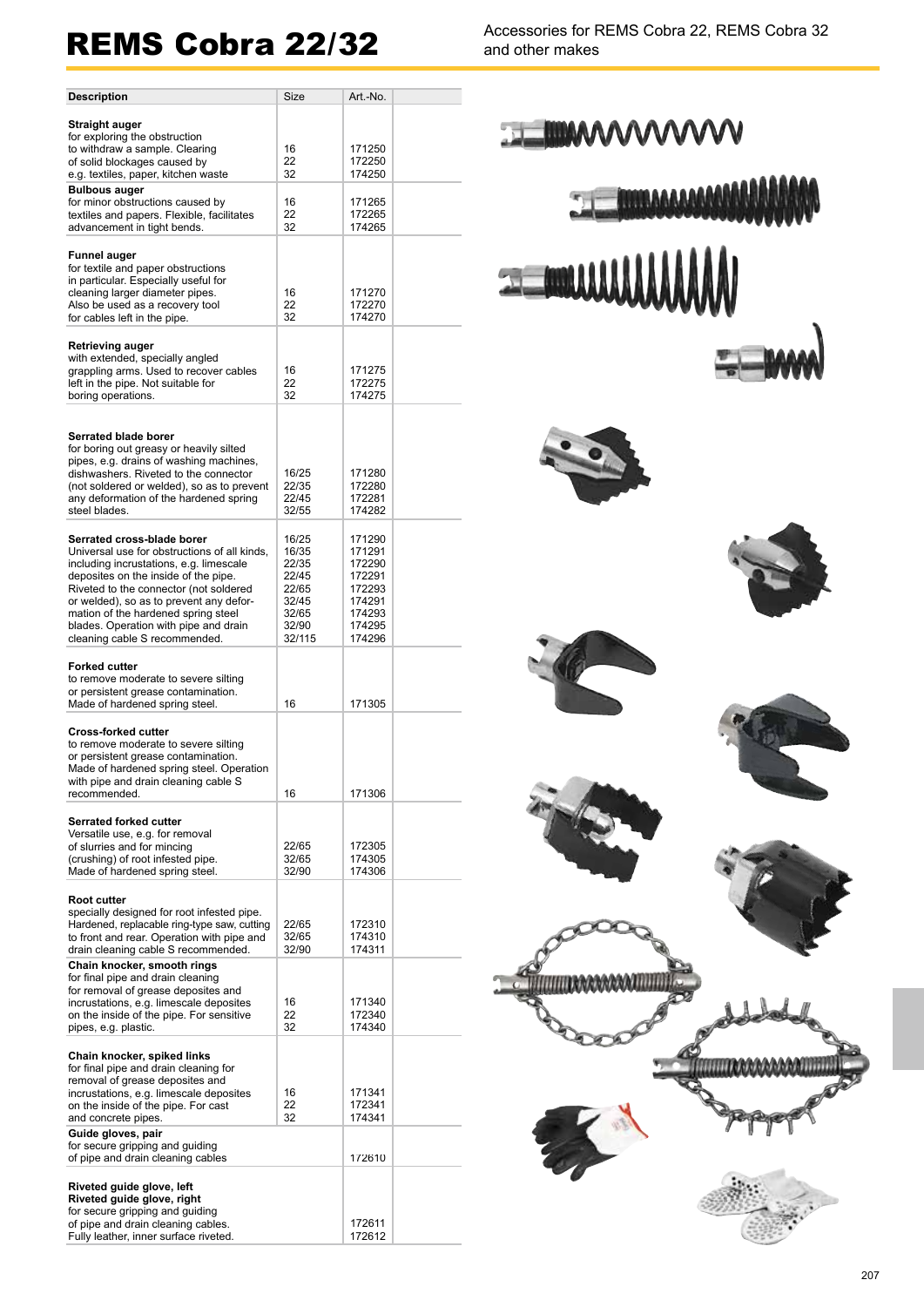# REMS Cobra 22/32

Accessories for REMS Cobra 22, REMS Cobra 32 and other makes

| Description | Size | Art.-No. | |
|---|---|---|---|
| **Straight auger**<br>for exploring the obstruction to withdraw a sample. Clearing of solid blockages caused by e.g. textiles, paper, kitchen waste | 16<br>22<br>32 | 171250<br>172250<br>174250 | |
| **Bulbous auger**<br>for minor obstructions caused by textiles and papers. Flexible, facilitates advancement in tight bends. | 16<br>22<br>32 | 171265<br>172265<br>174265 | |
| **Funnel auger**<br>for textile and paper obstructions in particular. Especially useful for cleaning larger diameter pipes. Also be used as a recovery tool for cables left in the pipe. | 16<br>22<br>32 | 171270<br>172270<br>174270 | |
| **Retrieving auger**<br>with extended, specially angled grappling arms. Used to recover cables left in the pipe. Not suitable for boring operations. | 16<br>22<br>32 | 171275<br>172275<br>174275 | |
| **Serrated blade borer**<br>for boring out greasy or heavily silted pipes, e.g. drains of washing machines, dishwashers. Riveted to the connector (not soldered or welded), so as to prevent any deformation of the hardened spring steel blades. | 16/25<br>22/35<br>22/45<br>32/55 | 171280<br>172280<br>172281<br>174282 | |
| **Serrated cross-blade borer**<br>Universal use for obstructions of all kinds, including incrustations, e.g. limescale deposites on the inside of the pipe. Riveted to the connector (not soldered or welded), so as to prevent any defor-mation of the hardened spring steel blades. Operation with pipe and drain cleaning cable S recommended. | 16/25<br>16/35<br>22/35<br>22/45<br>22/65<br>32/45<br>32/65<br>32/90<br>32/115 | 171290<br>171291<br>172290<br>172291<br>172293<br>174291<br>174293<br>174295<br>174296 | |
| **Forked cutter**<br>to remove moderate to severe silting or persistent grease contamination. Made of hardened spring steel. | 16 | 171305 | |
| **Cross-forked cutter**<br>to remove moderate to severe silting or persistent grease contamination. Made of hardened spring steel. Operation with pipe and drain cleaning cable S recommended. | 16 | 171306 | |
| **Serrated forked cutter**<br>Versatile use, e.g. for removal of slurries and for mincing (crushing) of root infested pipe. Made of hardened spring steel. | 22/65<br>32/65<br>32/90 | 172305<br>174305<br>174306 | |
| **Root cutter**<br>specially designed for root infested pipe. Hardened, replacable ring-type saw, cutting to front and rear. Operation with pipe and drain cleaning cable S recommended. | 22/65<br>32/65<br>32/90 | 172310<br>174310<br>174311 | |
| **Chain knocker, smooth rings**<br>for final pipe and drain cleaning for removal of grease deposites and incrustations, e.g. limescale deposites on the inside of the pipe. For sensitive pipes, e.g. plastic. | 16<br>22<br>32 | 171340<br>172340<br>174340 | |
| **Chain knocker, spiked links**<br>for final pipe and drain cleaning for removal of grease deposites and incrustations, e.g. limescale deposites on the inside of the pipe. For cast and concrete pipes. | 16<br>22<br>32 | 171341<br>172341<br>174341 | |
| **Guide gloves, pair**<br>for secure gripping and guiding of pipe and drain cleaning cables | | 172610 | |
| **Riveted guide glove, left**<br>**Riveted guide glove, right**<br>for secure gripping and guiding of pipe and drain cleaning cables. Fully leather, inner surface riveted. | | 172611<br>172612 | |